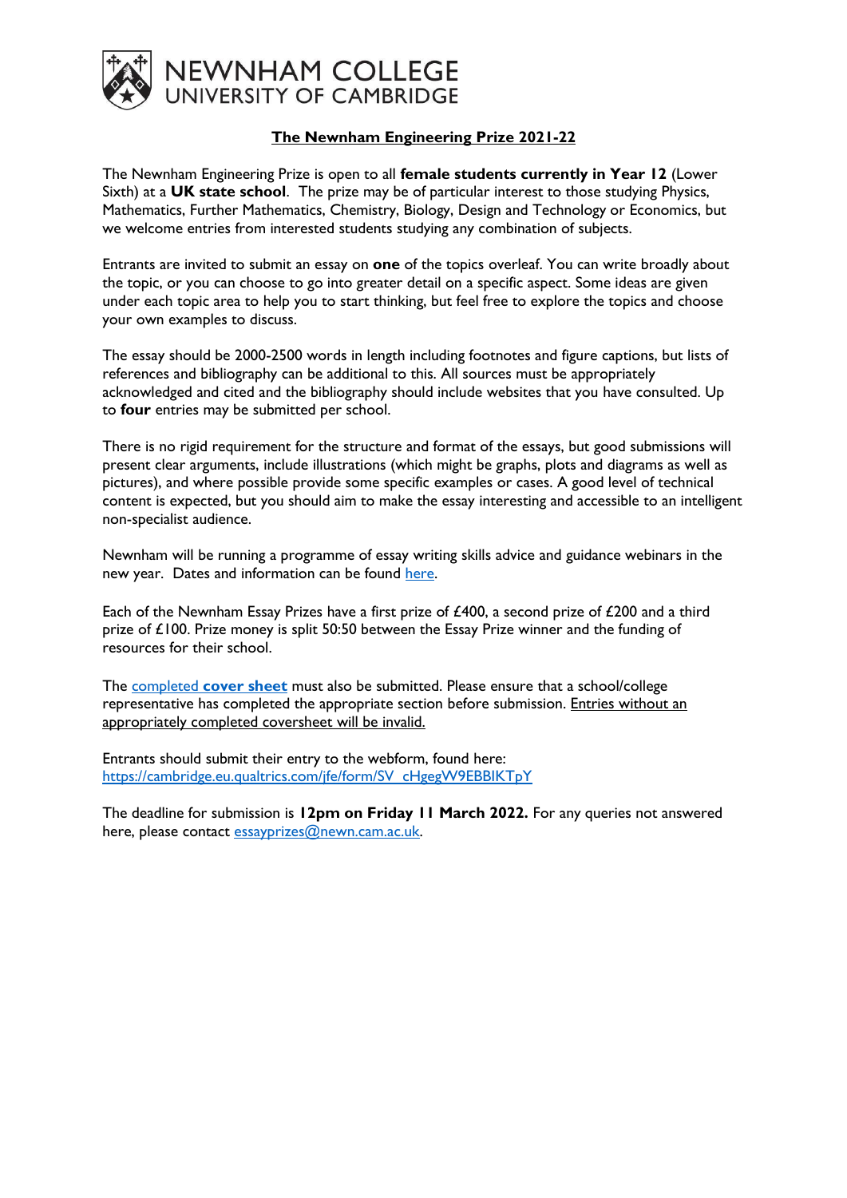NEWNHAM COLLEGE
UNIVERSITY OF CAMBRIDGE

# The Newnham Engineering Prize 2021-22

The Newnham Engineering Prize is open to all **female students currently in Year 12** (Lower Sixth) at a **UK state school**. The prize may be of particular interest to those studying Physics, Mathematics, Further Mathematics, Chemistry, Biology, Design and Technology or Economics, but we welcome entries from interested students studying any combination of subjects.

Entrants are invited to submit an essay on **one** of the topics overleaf. You can write broadly about the topic, or you can choose to go into greater detail on a specific aspect. Some ideas are given under each topic area to help you to start thinking, but feel free to explore the topics and choose your own examples to discuss.

The essay should be 2000-2500 words in length including footnotes and figure captions, but lists of references and bibliography can be additional to this. All sources must be appropriately acknowledged and cited and the bibliography should include websites that you have consulted. Up to **four** entries may be submitted per school.

There is no rigid requirement for the structure and format of the essays, but good submissions will present clear arguments, include illustrations (which might be graphs, plots and diagrams as well as pictures), and where possible provide some specific examples or cases. A good level of technical content is expected, but you should aim to make the essay interesting and accessible to an intelligent non-specialist audience.

Newnham will be running a programme of essay writing skills advice and guidance webinars in the new year. Dates and information can be found here.

Each of the Newnham Essay Prizes have a first prize of £400, a second prize of £200 and a third prize of £100. Prize money is split 50:50 between the Essay Prize winner and the funding of resources for their school.

The completed **cover sheet** must also be submitted. Please ensure that a school/college representative has completed the appropriate section before submission. Entries without an appropriately completed coversheet will be invalid.

Entrants should submit their entry to the webform, found here:
https://cambridge.eu.qualtrics.com/jfe/form/SV_cHgegW9EBBlKTpY

The deadline for submission is **12pm on Friday 11 March 2022.** For any queries not answered here, please contact essayprizes@newn.cam.ac.uk.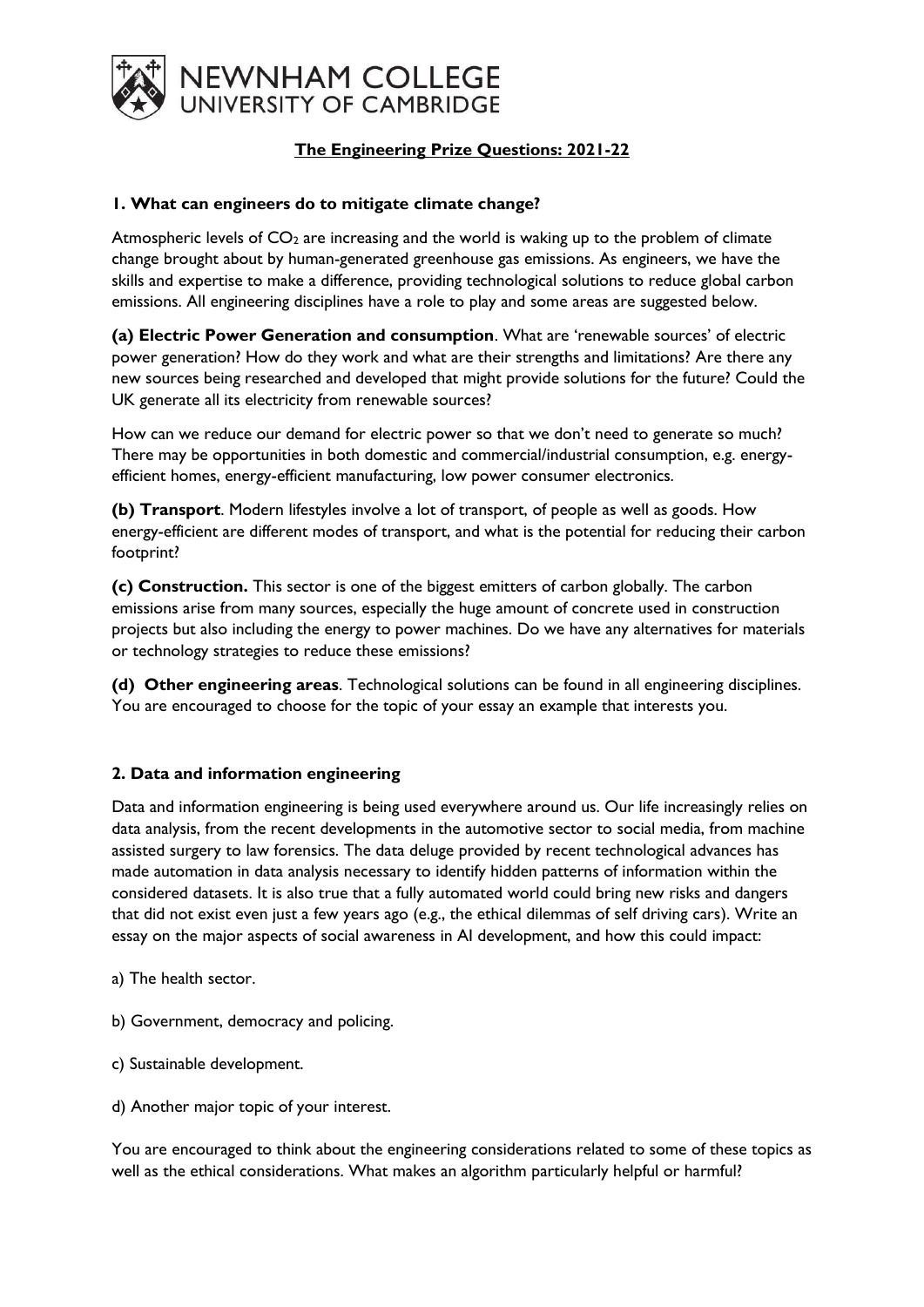NEWNHAM COLLEGE
UNIVERSITY OF CAMBRIDGE

## The Engineering Prize Questions: 2021-22

### 1. What can engineers do to mitigate climate change?

Atmospheric levels of $CO_2$ are increasing and the world is waking up to the problem of climate change brought about by human-generated greenhouse gas emissions. As engineers, we have the skills and expertise to make a difference, providing technological solutions to reduce global carbon emissions. All engineering disciplines have a role to play and some areas are suggested below.

**(a) Electric Power Generation and consumption**. What are 'renewable sources' of electric power generation? How do they work and what are their strengths and limitations? Are there any new sources being researched and developed that might provide solutions for the future? Could the UK generate all its electricity from renewable sources?

How can we reduce our demand for electric power so that we don't need to generate so much? There may be opportunities in both domestic and commercial/industrial consumption, e.g. energy-efficient homes, energy-efficient manufacturing, low power consumer electronics.

**(b) Transport**. Modern lifestyles involve a lot of transport, of people as well as goods. How energy-efficient are different modes of transport, and what is the potential for reducing their carbon footprint?

**(c) Construction.** This sector is one of the biggest emitters of carbon globally. The carbon emissions arise from many sources, especially the huge amount of concrete used in construction projects but also including the energy to power machines. Do we have any alternatives for materials or technology strategies to reduce these emissions?

**(d) Other engineering areas**. Technological solutions can be found in all engineering disciplines. You are encouraged to choose for the topic of your essay an example that interests you.

### 2. Data and information engineering

Data and information engineering is being used everywhere around us. Our life increasingly relies on data analysis, from the recent developments in the automotive sector to social media, from machine assisted surgery to law forensics. The data deluge provided by recent technological advances has made automation in data analysis necessary to identify hidden patterns of information within the considered datasets. It is also true that a fully automated world could bring new risks and dangers that did not exist even just a few years ago (e.g., the ethical dilemmas of self driving cars). Write an essay on the major aspects of social awareness in AI development, and how this could impact:

a) The health sector.

b) Government, democracy and policing.

c) Sustainable development.

d) Another major topic of your interest.

You are encouraged to think about the engineering considerations related to some of these topics as well as the ethical considerations. What makes an algorithm particularly helpful or harmful?